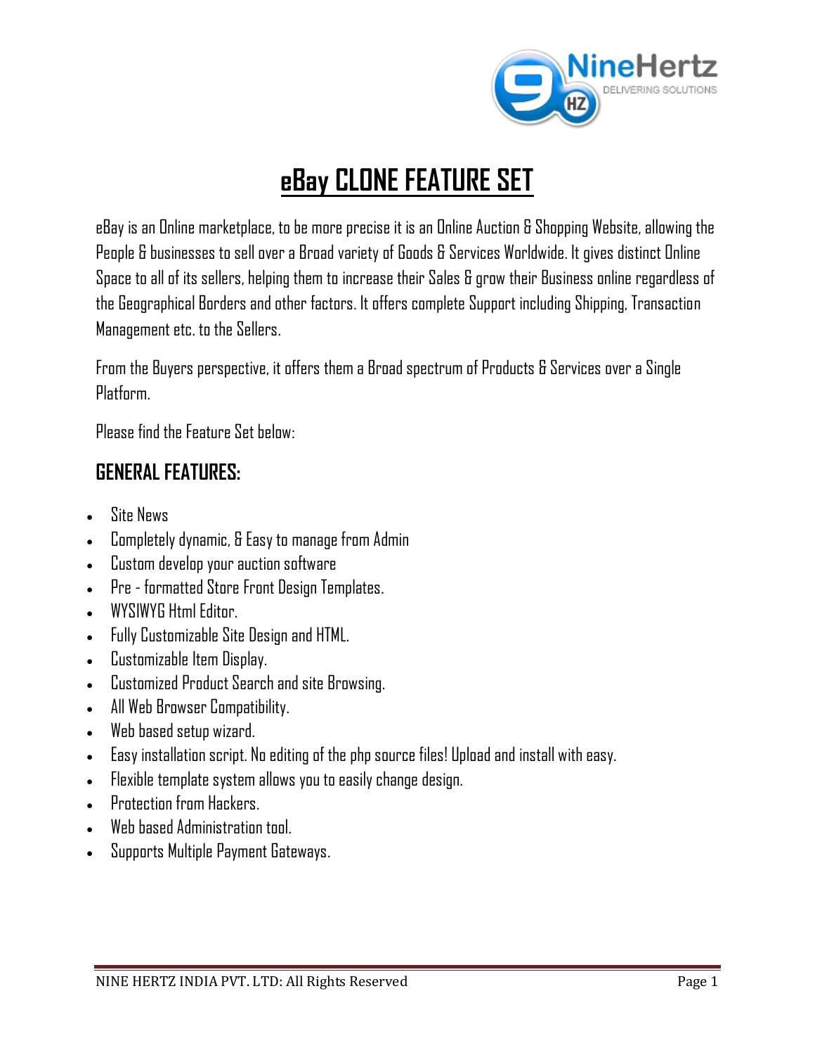# eBay CLONE FEATURE SET

eBay is an Online marketplace, to be more precise it is an Online Auction & Shopping Website, allowing the People & businesses to sell over a Broad variety of Goods & Services Worldwide. It gives distinct Online Space to all of its sellers, helping them to increase their Sales & grow their Business online regardless of the Geographical Borders and other factors. It offers complete Support including Shipping, Transaction Management etc. to the Sellers.

From the Buyers perspective, it offers them a Broad spectrum of Products & Services over a Single Platform.

Please find the Feature Set below:

## GENERAL FEATURES:

- Site News
- Completely dynamic, & Easy to manage from Admin
- Custom develop your auction software
- Pre - formatted Store Front Design Templates.
- WYSIWYG Html Editor.
- Fully Customizable Site Design and HTML.
- Customizable Item Display.
- Customized Product Search and site Browsing.
- All Web Browser Compatibility.
- Web based setup wizard.
- Easy installation script. No editing of the php source files! Upload and install with easy.
- Flexible template system allows you to easily change design.
- Protection from Hackers.
- Web based Administration tool.
- Supports Multiple Payment Gateways.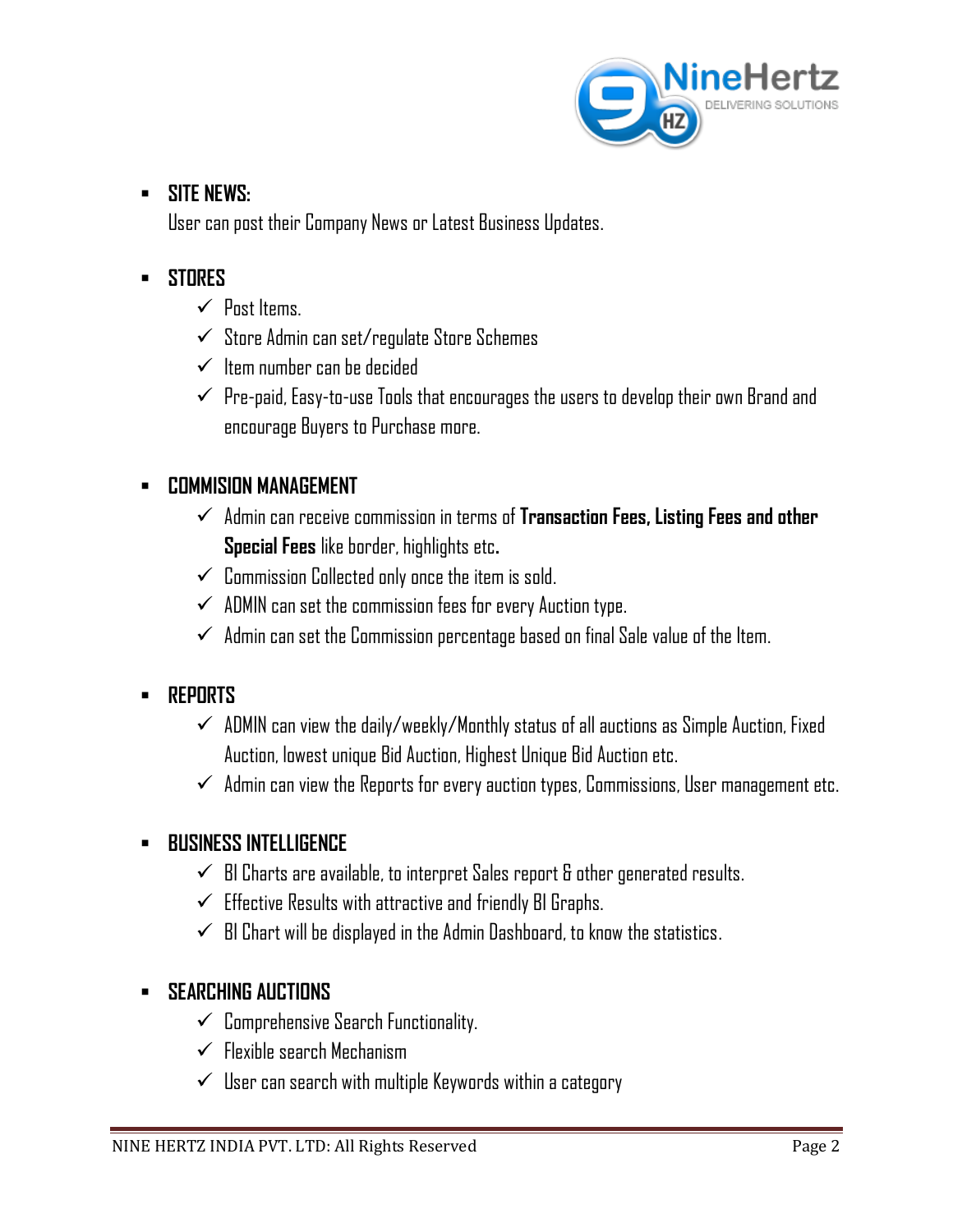- **SITE NEWS:**
  User can post their Company News or Latest Business Updates.

- **STORES**
  - ✓ Post Items.
  - ✓ Store Admin can set/regulate Store Schemes
  - ✓ Item number can be decided
  - ✓ Pre-paid, Easy-to-use Tools that encourages the users to develop their own Brand and encourage Buyers to Purchase more.

- **COMMISION MANAGEMENT**
  - ✓ Admin can receive commission in terms of **Transaction Fees, Listing Fees and other Special Fees** like border, highlights etc**.**
  - ✓ Commission Collected only once the item is sold.
  - ✓ ADMIN can set the commission fees for every Auction type.
  - ✓ Admin can set the Commission percentage based on final Sale value of the Item.

- **REPORTS**
  - ✓ ADMIN can view the daily/weekly/Monthly status of all auctions as Simple Auction, Fixed Auction, lowest unique Bid Auction, Highest Unique Bid Auction etc.
  - ✓ Admin can view the Reports for every auction types, Commissions, User management etc.

- **BUSINESS INTELLIGENCE**
  - ✓ BI Charts are available, to interpret Sales report & other generated results.
  - ✓ Effective Results with attractive and friendly BI Graphs.
  - ✓ BI Chart will be displayed in the Admin Dashboard, to know the statistics.

- **SEARCHING AUCTIONS**
  - ✓ Comprehensive Search Functionality.
  - ✓ Flexible search Mechanism
  - ✓ User can search with multiple Keywords within a category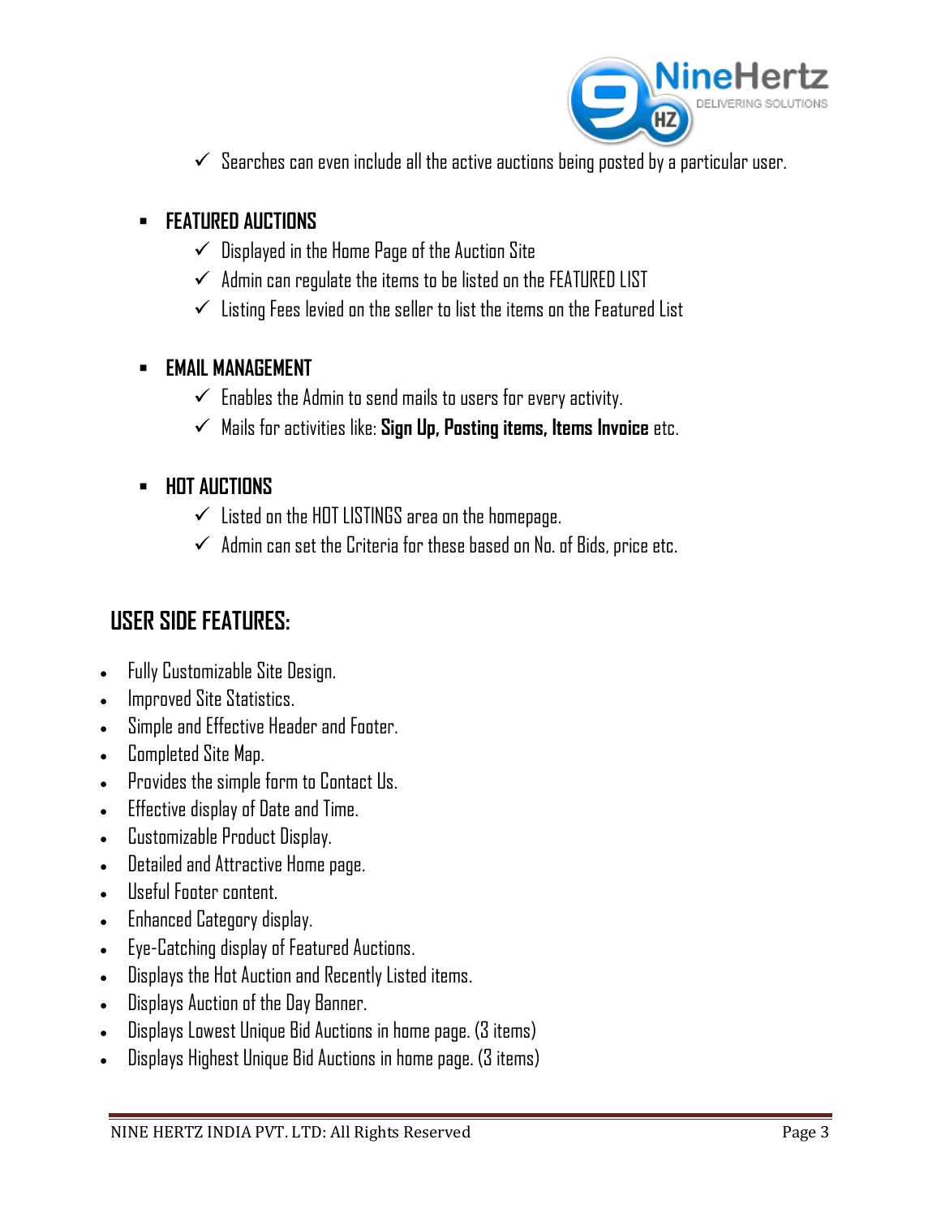- ✓ Searches can even include all the active auctions being posted by a particular user.

- **FEATURED AUCTIONS**
  - ✓ Displayed in the Home Page of the Auction Site
  - ✓ Admin can regulate the items to be listed on the FEATURED LIST
  - ✓ Listing Fees levied on the seller to list the items on the Featured List

- **EMAIL MANAGEMENT**
  - ✓ Enables the Admin to send mails to users for every activity.
  - ✓ Mails for activities like: **Sign Up, Posting items, Items Invoice** etc.

- **HOT AUCTIONS**
  - ✓ Listed on the HOT LISTINGS area on the homepage.
  - ✓ Admin can set the Criteria for these based on No. of Bids, price etc.

## USER SIDE FEATURES:

- Fully Customizable Site Design.
- Improved Site Statistics.
- Simple and Effective Header and Footer.
- Completed Site Map.
- Provides the simple form to Contact Us.
- Effective display of Date and Time.
- Customizable Product Display.
- Detailed and Attractive Home page.
- Useful Footer content.
- Enhanced Category display.
- Eye-Catching display of Featured Auctions.
- Displays the Hot Auction and Recently Listed items.
- Displays Auction of the Day Banner.
- Displays Lowest Unique Bid Auctions in home page. (3 items)
- Displays Highest Unique Bid Auctions in home page. (3 items)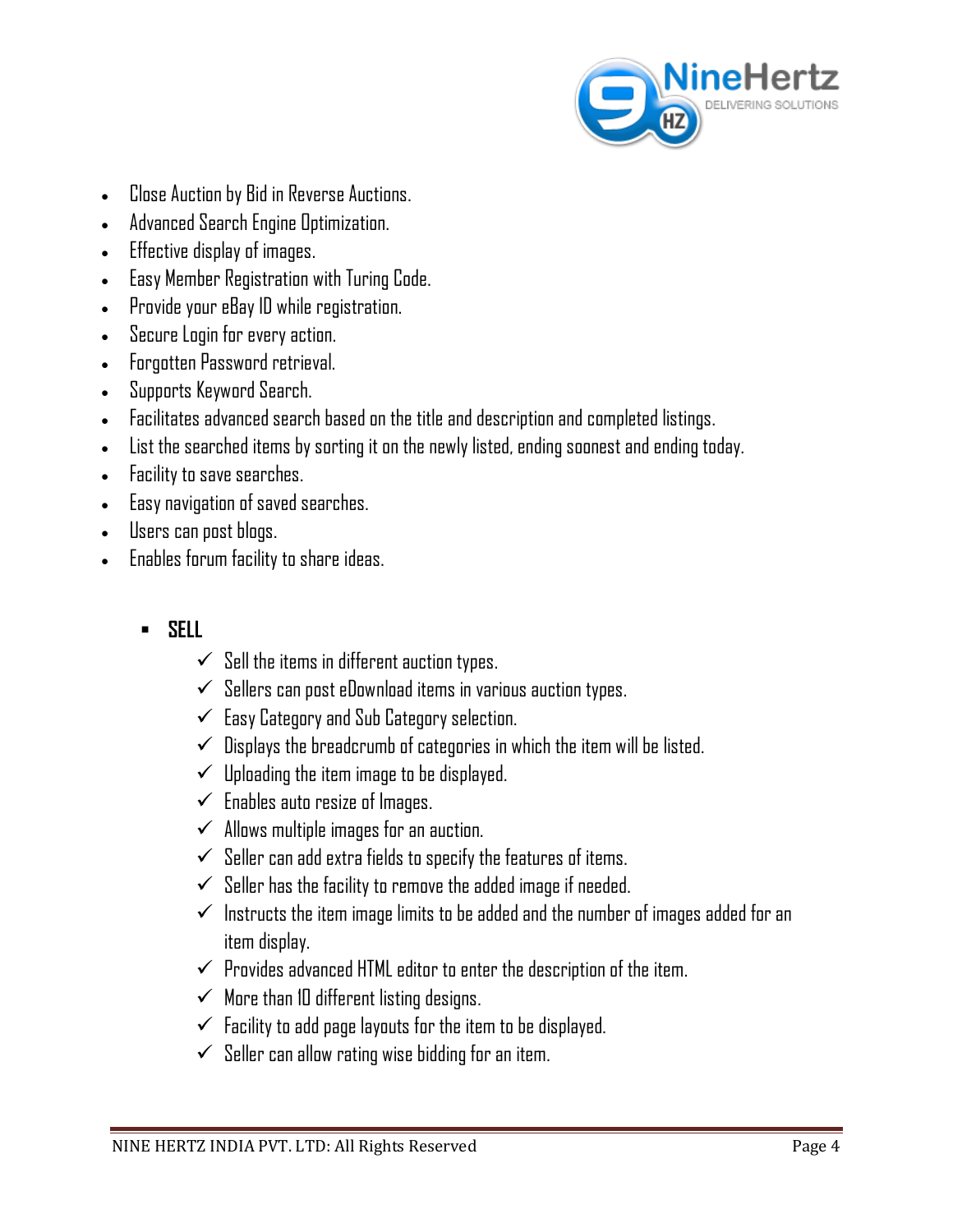- Close Auction by Bid in Reverse Auctions.
- Advanced Search Engine Optimization.
- Effective display of images.
- Easy Member Registration with Turing Code.
- Provide your eBay ID while registration.
- Secure Login for every action.
- Forgotten Password retrieval.
- Supports Keyword Search.
- Facilitates advanced search based on the title and description and completed listings.
- List the searched items by sorting it on the newly listed, ending soonest and ending today.
- Facility to save searches.
- Easy navigation of saved searches.
- Users can post blogs.
- Enables forum facility to share ideas.

  - **SELL**
    - ✓ Sell the items in different auction types.
    - ✓ Sellers can post eDownload items in various auction types.
    - ✓ Easy Category and Sub Category selection.
    - ✓ Displays the breadcrumb of categories in which the item will be listed.
    - ✓ Uploading the item image to be displayed.
    - ✓ Enables auto resize of Images.
    - ✓ Allows multiple images for an auction.
    - ✓ Seller can add extra fields to specify the features of items.
    - ✓ Seller has the facility to remove the added image if needed.
    - ✓ Instructs the item image limits to be added and the number of images added for an item display.
    - ✓ Provides advanced HTML editor to enter the description of the item.
    - ✓ More than 10 different listing designs.
    - ✓ Facility to add page layouts for the item to be displayed.
    - ✓ Seller can allow rating wise bidding for an item.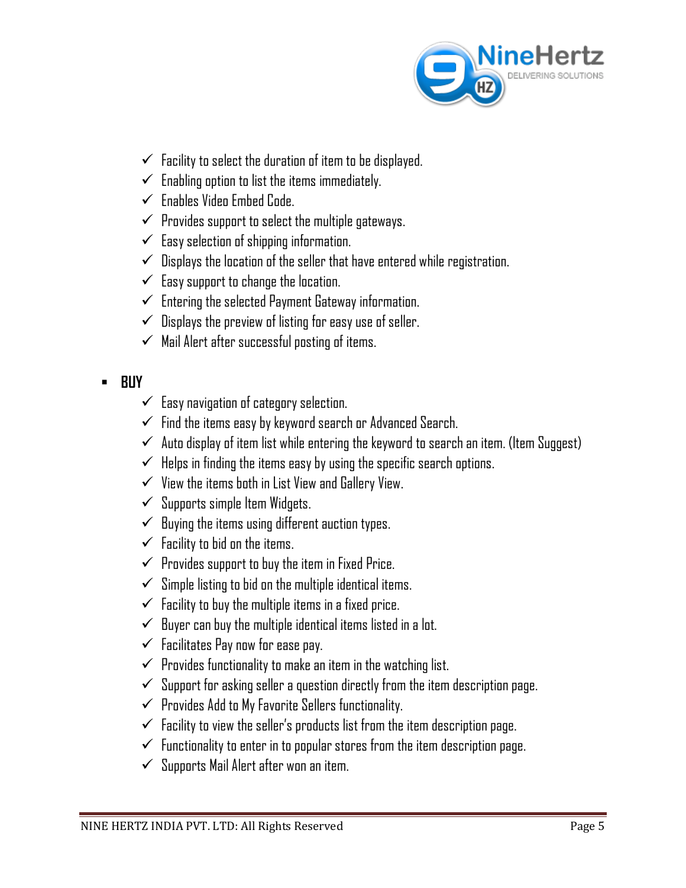- ✓ Facility to select the duration of item to be displayed.
- ✓ Enabling option to list the items immediately.
- ✓ Enables Video Embed Code.
- ✓ Provides support to select the multiple gateways.
- ✓ Easy selection of shipping information.
- ✓ Displays the location of the seller that have entered while registration.
- ✓ Easy support to change the location.
- ✓ Entering the selected Payment Gateway information.
- ✓ Displays the preview of listing for easy use of seller.
- ✓ Mail Alert after successful posting of items.

- **BUY**
  - ✓ Easy navigation of category selection.
  - ✓ Find the items easy by keyword search or Advanced Search.
  - ✓ Auto display of item list while entering the keyword to search an item. (Item Suggest)
  - ✓ Helps in finding the items easy by using the specific search options.
  - ✓ View the items both in List View and Gallery View.
  - ✓ Supports simple Item Widgets.
  - ✓ Buying the items using different auction types.
  - ✓ Facility to bid on the items.
  - ✓ Provides support to buy the item in Fixed Price.
  - ✓ Simple listing to bid on the multiple identical items.
  - ✓ Facility to buy the multiple items in a fixed price.
  - ✓ Buyer can buy the multiple identical items listed in a lot.
  - ✓ Facilitates Pay now for ease pay.
  - ✓ Provides functionality to make an item in the watching list.
  - ✓ Support for asking seller a question directly from the item description page.
  - ✓ Provides Add to My Favorite Sellers functionality.
  - ✓ Facility to view the seller's products list from the item description page.
  - ✓ Functionality to enter in to popular stores from the item description page.
  - ✓ Supports Mail Alert after won an item.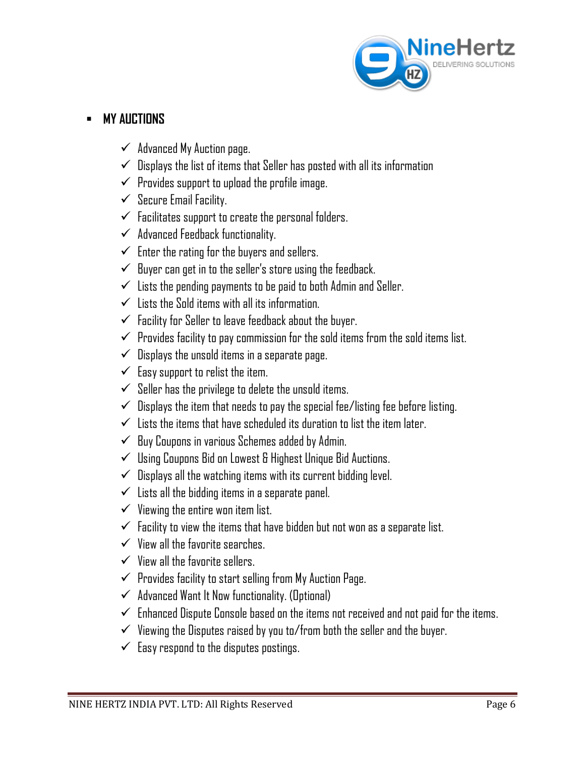- **MY AUCTIONS**

  - ✓ Advanced My Auction page.
  - ✓ Displays the list of items that Seller has posted with all its information
  - ✓ Provides support to upload the profile image.
  - ✓ Secure Email Facility.
  - ✓ Facilitates support to create the personal folders.
  - ✓ Advanced Feedback functionality.
  - ✓ Enter the rating for the buyers and sellers.
  - ✓ Buyer can get in to the seller's store using the feedback.
  - ✓ Lists the pending payments to be paid to both Admin and Seller.
  - ✓ Lists the Sold items with all its information.
  - ✓ Facility for Seller to leave feedback about the buyer.
  - ✓ Provides facility to pay commission for the sold items from the sold items list.
  - ✓ Displays the unsold items in a separate page.
  - ✓ Easy support to relist the item.
  - ✓ Seller has the privilege to delete the unsold items.
  - ✓ Displays the item that needs to pay the special fee/listing fee before listing.
  - ✓ Lists the items that have scheduled its duration to list the item later.
  - ✓ Buy Coupons in various Schemes added by Admin.
  - ✓ Using Coupons Bid on Lowest & Highest Unique Bid Auctions.
  - ✓ Displays all the watching items with its current bidding level.
  - ✓ Lists all the bidding items in a separate panel.
  - ✓ Viewing the entire won item list.
  - ✓ Facility to view the items that have bidden but not won as a separate list.
  - ✓ View all the favorite searches.
  - ✓ View all the favorite sellers.
  - ✓ Provides facility to start selling from My Auction Page.
  - ✓ Advanced Want It Now functionality. (Optional)
  - ✓ Enhanced Dispute Console based on the items not received and not paid for the items.
  - ✓ Viewing the Disputes raised by you to/from both the seller and the buyer.
  - ✓ Easy respond to the disputes postings.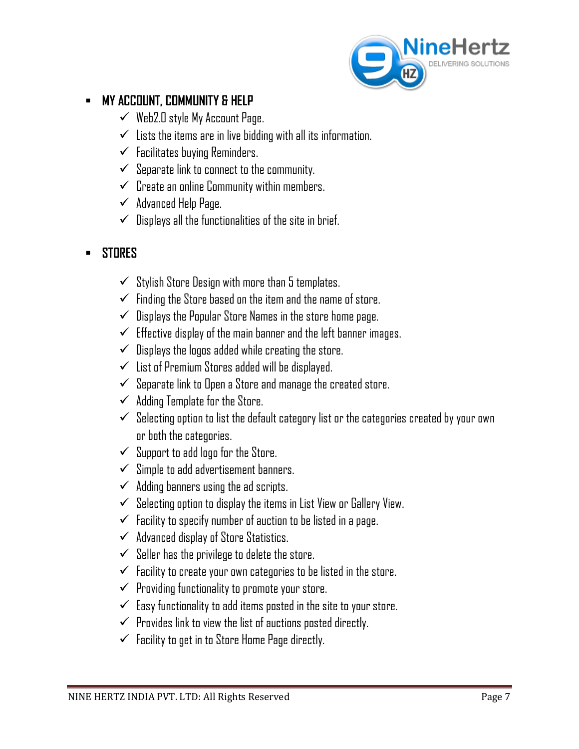- **MY ACCOUNT, COMMUNITY & HELP**
  - ✓ Web2.0 style My Account Page.
  - ✓ Lists the items are in live bidding with all its information.
  - ✓ Facilitates buying Reminders.
  - ✓ Separate link to connect to the community.
  - ✓ Create an online Community within members.
  - ✓ Advanced Help Page.
  - ✓ Displays all the functionalities of the site in brief.

- **STORES**
  - ✓ Stylish Store Design with more than 5 templates.
  - ✓ Finding the Store based on the item and the name of store.
  - ✓ Displays the Popular Store Names in the store home page.
  - ✓ Effective display of the main banner and the left banner images.
  - ✓ Displays the logos added while creating the store.
  - ✓ List of Premium Stores added will be displayed.
  - ✓ Separate link to Open a Store and manage the created store.
  - ✓ Adding Template for the Store.
  - ✓ Selecting option to list the default category list or the categories created by your own or both the categories.
  - ✓ Support to add logo for the Store.
  - ✓ Simple to add advertisement banners.
  - ✓ Adding banners using the ad scripts.
  - ✓ Selecting option to display the items in List View or Gallery View.
  - ✓ Facility to specify number of auction to be listed in a page.
  - ✓ Advanced display of Store Statistics.
  - ✓ Seller has the privilege to delete the store.
  - ✓ Facility to create your own categories to be listed in the store.
  - ✓ Providing functionality to promote your store.
  - ✓ Easy functionality to add items posted in the site to your store.
  - ✓ Provides link to view the list of auctions posted directly.
  - ✓ Facility to get in to Store Home Page directly.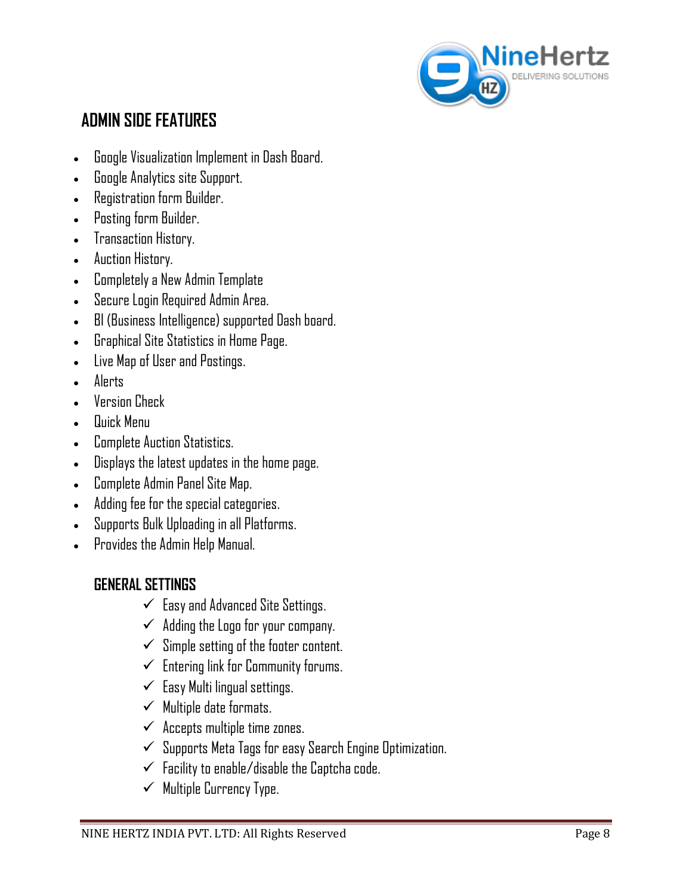## ADMIN SIDE FEATURES

- Google Visualization Implement in Dash Board.
- Google Analytics site Support.
- Registration form Builder.
- Posting form Builder.
- Transaction History.
- Auction History.
- Completely a New Admin Template
- Secure Login Required Admin Area.
- BI (Business Intelligence) supported Dash board.
- Graphical Site Statistics in Home Page.
- Live Map of User and Postings.
- Alerts
- Version Check
- Quick Menu
- Complete Auction Statistics.
- Displays the latest updates in the home page.
- Complete Admin Panel Site Map.
- Adding fee for the special categories.
- Supports Bulk Uploading in all Platforms.
- Provides the Admin Help Manual.

### GENERAL SETTINGS

- ✓ Easy and Advanced Site Settings.
- ✓ Adding the Logo for your company.
- ✓ Simple setting of the footer content.
- ✓ Entering link for Community forums.
- ✓ Easy Multi lingual settings.
- ✓ Multiple date formats.
- ✓ Accepts multiple time zones.
- ✓ Supports Meta Tags for easy Search Engine Optimization.
- ✓ Facility to enable/disable the Captcha code.
- ✓ Multiple Currency Type.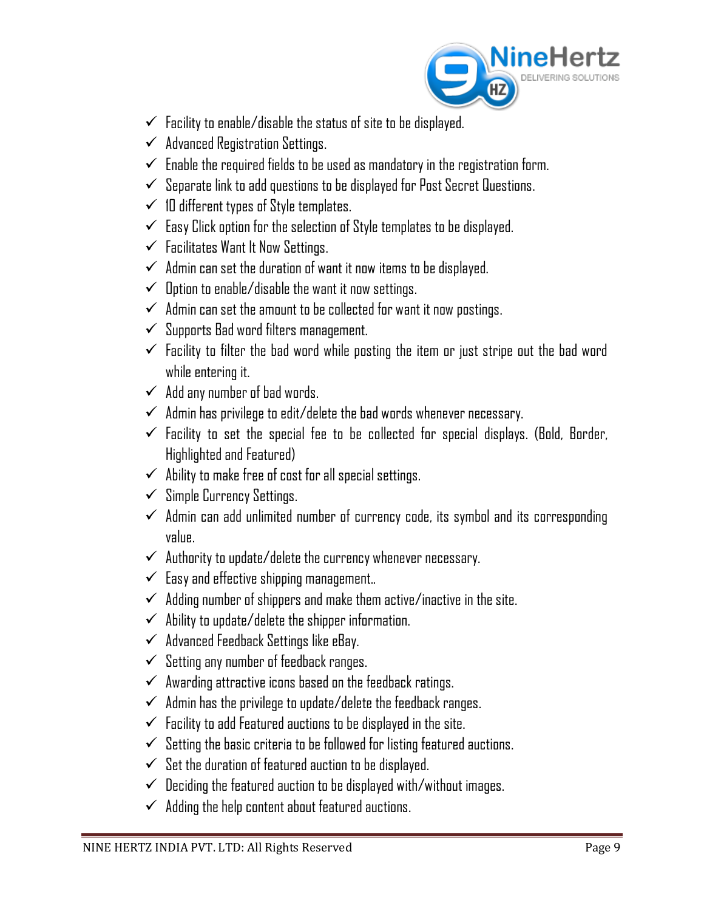- ✓ Facility to enable/disable the status of site to be displayed.
- ✓ Advanced Registration Settings.
- ✓ Enable the required fields to be used as mandatory in the registration form.
- ✓ Separate link to add questions to be displayed for Post Secret Questions.
- ✓ 10 different types of Style templates.
- ✓ Easy Click option for the selection of Style templates to be displayed.
- ✓ Facilitates Want It Now Settings.
- ✓ Admin can set the duration of want it now items to be displayed.
- ✓ Option to enable/disable the want it now settings.
- ✓ Admin can set the amount to be collected for want it now postings.
- ✓ Supports Bad word filters management.
- ✓ Facility to filter the bad word while posting the item or just stripe out the bad word while entering it.
- ✓ Add any number of bad words.
- ✓ Admin has privilege to edit/delete the bad words whenever necessary.
- ✓ Facility to set the special fee to be collected for special displays. (Bold, Border, Highlighted and Featured)
- ✓ Ability to make free of cost for all special settings.
- ✓ Simple Currency Settings.
- ✓ Admin can add unlimited number of currency code, its symbol and its corresponding value.
- ✓ Authority to update/delete the currency whenever necessary.
- ✓ Easy and effective shipping management..
- ✓ Adding number of shippers and make them active/inactive in the site.
- ✓ Ability to update/delete the shipper information.
- ✓ Advanced Feedback Settings like eBay.
- ✓ Setting any number of feedback ranges.
- ✓ Awarding attractive icons based on the feedback ratings.
- ✓ Admin has the privilege to update/delete the feedback ranges.
- ✓ Facility to add Featured auctions to be displayed in the site.
- ✓ Setting the basic criteria to be followed for listing featured auctions.
- ✓ Set the duration of featured auction to be displayed.
- ✓ Deciding the featured auction to be displayed with/without images.
- ✓ Adding the help content about featured auctions.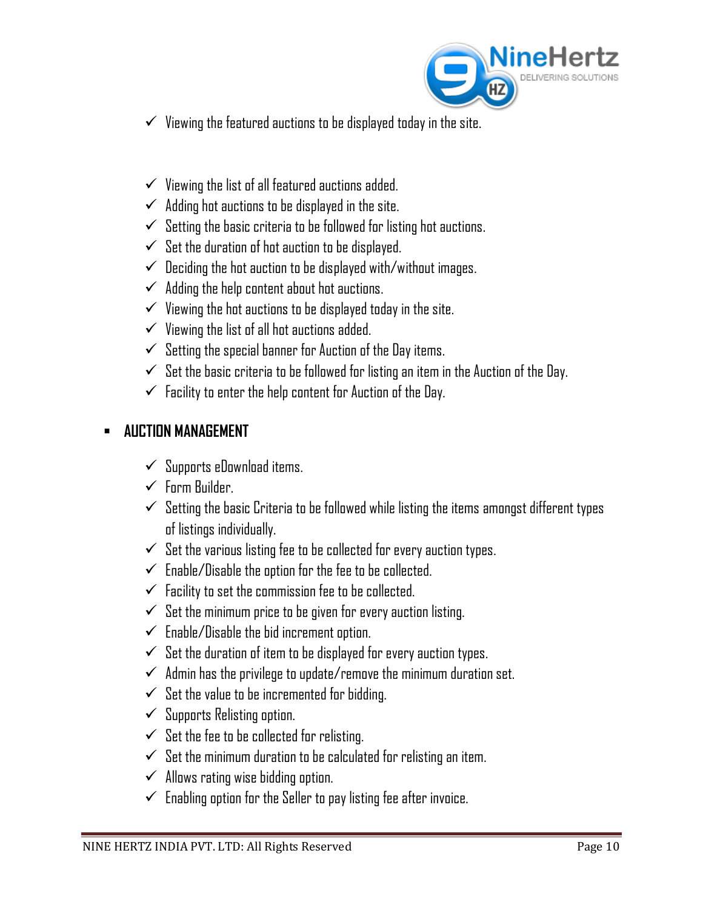- ✓ Viewing the featured auctions to be displayed today in the site.

- ✓ Viewing the list of all featured auctions added.
- ✓ Adding hot auctions to be displayed in the site.
- ✓ Setting the basic criteria to be followed for listing hot auctions.
- ✓ Set the duration of hot auction to be displayed.
- ✓ Deciding the hot auction to be displayed with/without images.
- ✓ Adding the help content about hot auctions.
- ✓ Viewing the hot auctions to be displayed today in the site.
- ✓ Viewing the list of all hot auctions added.
- ✓ Setting the special banner for Auction of the Day items.
- ✓ Set the basic criteria to be followed for listing an item in the Auction of the Day.
- ✓ Facility to enter the help content for Auction of the Day.

- **AUCTION MANAGEMENT**

  - ✓ Supports eDownload items.
  - ✓ Form Builder.
  - ✓ Setting the basic Criteria to be followed while listing the items amongst different types of listings individually.
  - ✓ Set the various listing fee to be collected for every auction types.
  - ✓ Enable/Disable the option for the fee to be collected.
  - ✓ Facility to set the commission fee to be collected.
  - ✓ Set the minimum price to be given for every auction listing.
  - ✓ Enable/Disable the bid increment option.
  - ✓ Set the duration of item to be displayed for every auction types.
  - ✓ Admin has the privilege to update/remove the minimum duration set.
  - ✓ Set the value to be incremented for bidding.
  - ✓ Supports Relisting option.
  - ✓ Set the fee to be collected for relisting.
  - ✓ Set the minimum duration to be calculated for relisting an item.
  - ✓ Allows rating wise bidding option.
  - ✓ Enabling option for the Seller to pay listing fee after invoice.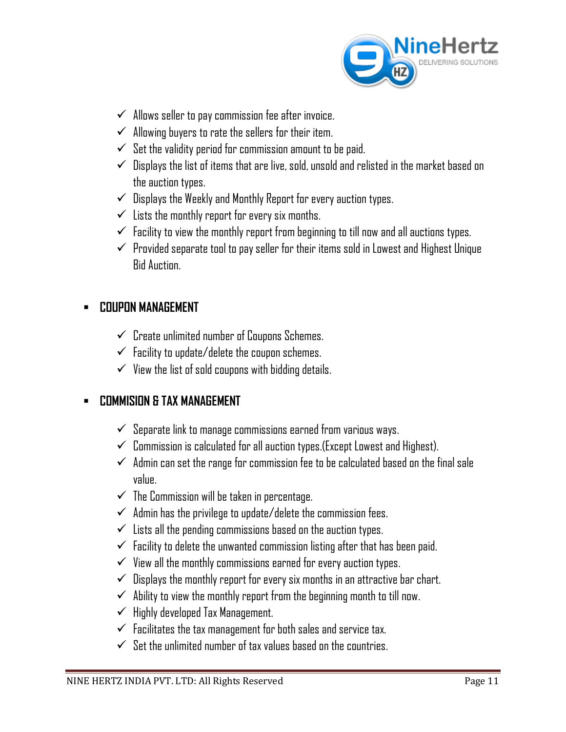- ✓ Allows seller to pay commission fee after invoice.
- ✓ Allowing buyers to rate the sellers for their item.
- ✓ Set the validity period for commission amount to be paid.
- ✓ Displays the list of items that are live, sold, unsold and relisted in the market based on the auction types.
- ✓ Displays the Weekly and Monthly Report for every auction types.
- ✓ Lists the monthly report for every six months.
- ✓ Facility to view the monthly report from beginning to till now and all auctions types.
- ✓ Provided separate tool to pay seller for their items sold in Lowest and Highest Unique Bid Auction.

## COUPON MANAGEMENT

- ✓ Create unlimited number of Coupons Schemes.
- ✓ Facility to update/delete the coupon schemes.
- ✓ View the list of sold coupons with bidding details.

## COMMISION & TAX MANAGEMENT

- ✓ Separate link to manage commissions earned from various ways.
- ✓ Commission is calculated for all auction types.(Except Lowest and Highest).
- ✓ Admin can set the range for commission fee to be calculated based on the final sale value.
- ✓ The Commission will be taken in percentage.
- ✓ Admin has the privilege to update/delete the commission fees.
- ✓ Lists all the pending commissions based on the auction types.
- ✓ Facility to delete the unwanted commission listing after that has been paid.
- ✓ View all the monthly commissions earned for every auction types.
- ✓ Displays the monthly report for every six months in an attractive bar chart.
- ✓ Ability to view the monthly report from the beginning month to till now.
- ✓ Highly developed Tax Management.
- ✓ Facilitates the tax management for both sales and service tax.
- ✓ Set the unlimited number of tax values based on the countries.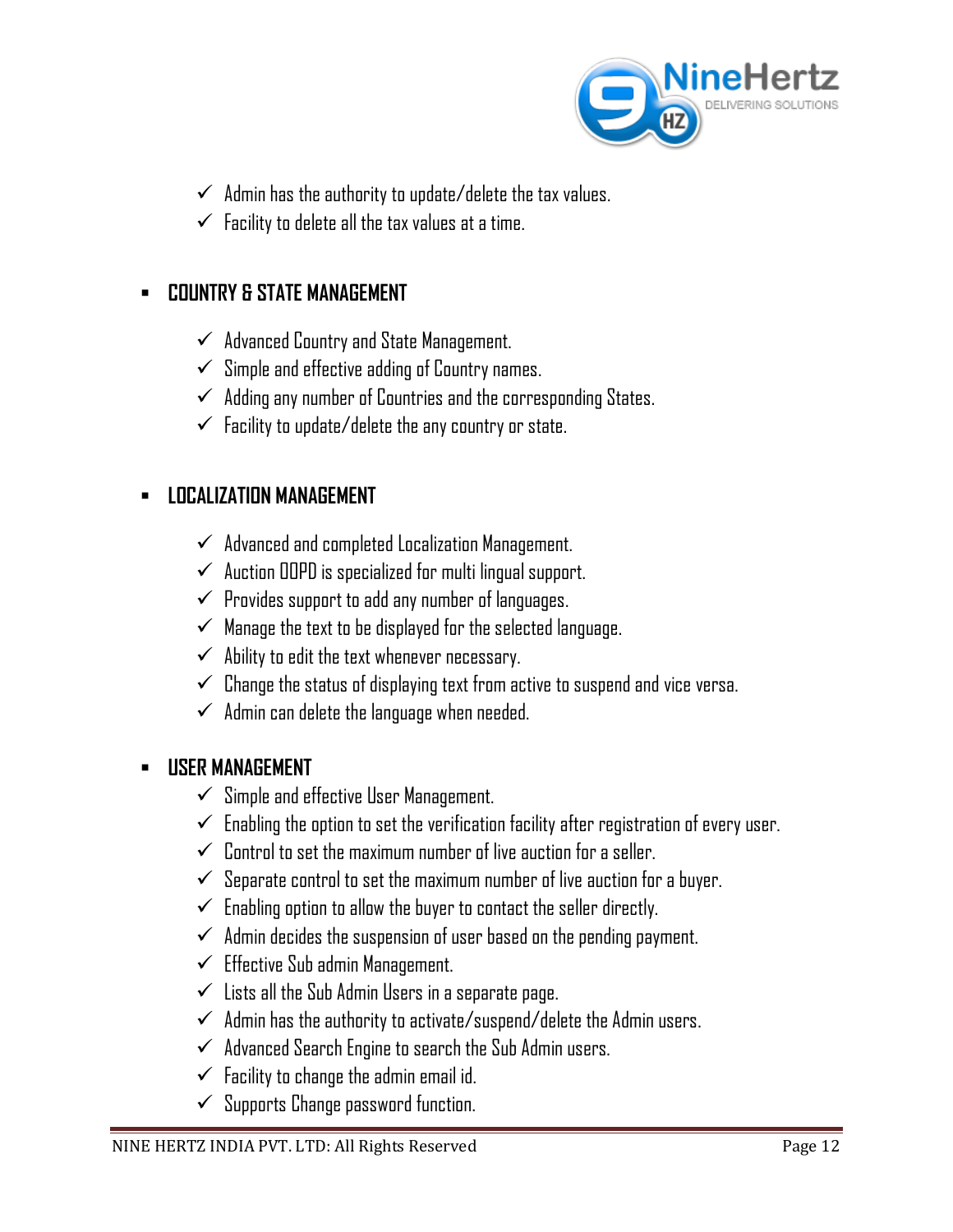- ✓ Admin has the authority to update/delete the tax values.
- ✓ Facility to delete all the tax values at a time.

- **COUNTRY & STATE MANAGEMENT**
  - ✓ Advanced Country and State Management.
  - ✓ Simple and effective adding of Country names.
  - ✓ Adding any number of Countries and the corresponding States.
  - ✓ Facility to update/delete the any country or state.

- **LOCALIZATION MANAGEMENT**
  - ✓ Advanced and completed Localization Management.
  - ✓ Auction OOPD is specialized for multi lingual support.
  - ✓ Provides support to add any number of languages.
  - ✓ Manage the text to be displayed for the selected language.
  - ✓ Ability to edit the text whenever necessary.
  - ✓ Change the status of displaying text from active to suspend and vice versa.
  - ✓ Admin can delete the language when needed.

- **USER MANAGEMENT**
  - ✓ Simple and effective User Management.
  - ✓ Enabling the option to set the verification facility after registration of every user.
  - ✓ Control to set the maximum number of live auction for a seller.
  - ✓ Separate control to set the maximum number of live auction for a buyer.
  - ✓ Enabling option to allow the buyer to contact the seller directly.
  - ✓ Admin decides the suspension of user based on the pending payment.
  - ✓ Effective Sub admin Management.
  - ✓ Lists all the Sub Admin Users in a separate page.
  - ✓ Admin has the authority to activate/suspend/delete the Admin users.
  - ✓ Advanced Search Engine to search the Sub Admin users.
  - ✓ Facility to change the admin email id.
  - ✓ Supports Change password function.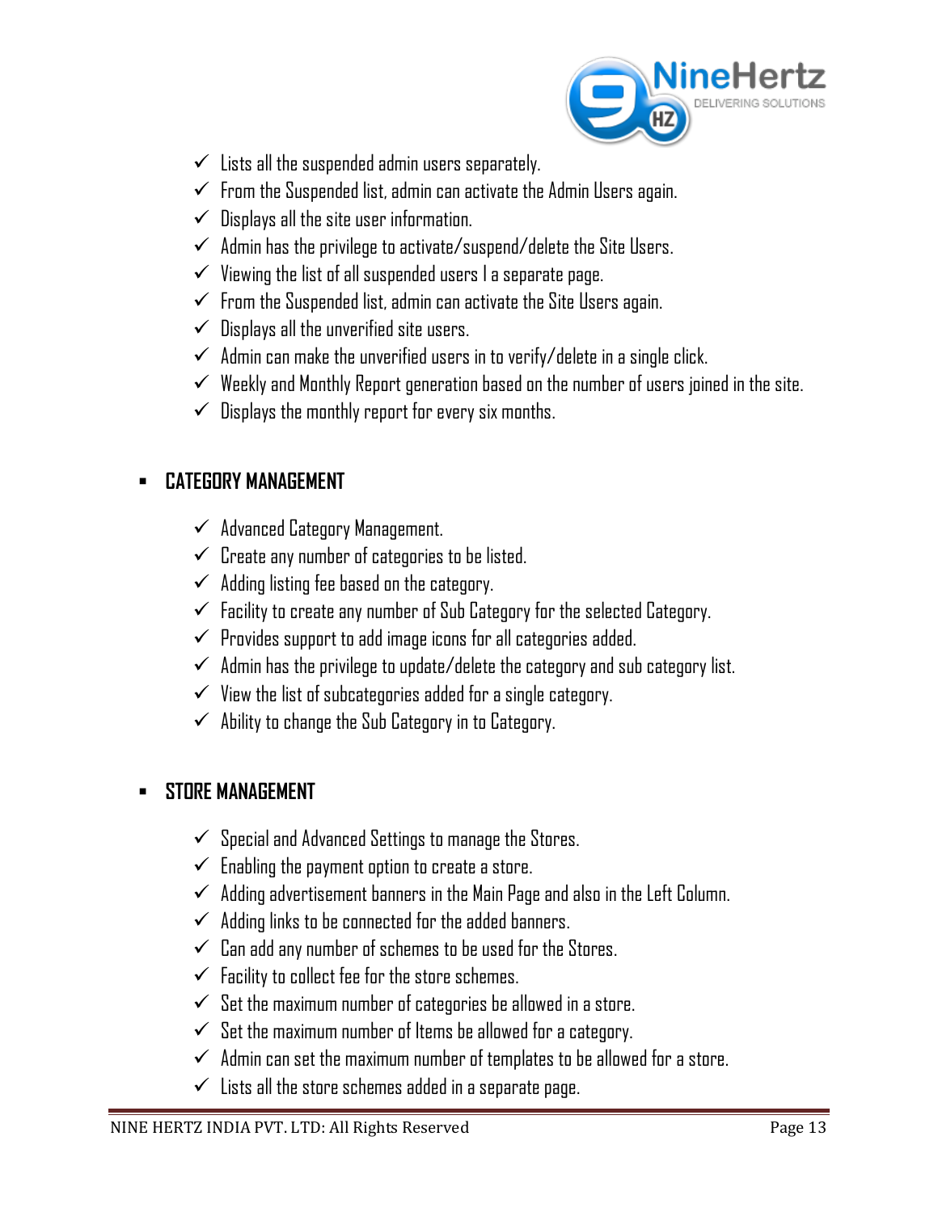- ✓ Lists all the suspended admin users separately.
- ✓ From the Suspended list, admin can activate the Admin Users again.
- ✓ Displays all the site user information.
- ✓ Admin has the privilege to activate/suspend/delete the Site Users.
- ✓ Viewing the list of all suspended users I a separate page.
- ✓ From the Suspended list, admin can activate the Site Users again.
- ✓ Displays all the unverified site users.
- ✓ Admin can make the unverified users in to verify/delete in a single click.
- ✓ Weekly and Monthly Report generation based on the number of users joined in the site.
- ✓ Displays the monthly report for every six months.

## CATEGORY MANAGEMENT

- ✓ Advanced Category Management.
- ✓ Create any number of categories to be listed.
- ✓ Adding listing fee based on the category.
- ✓ Facility to create any number of Sub Category for the selected Category.
- ✓ Provides support to add image icons for all categories added.
- ✓ Admin has the privilege to update/delete the category and sub category list.
- ✓ View the list of subcategories added for a single category.
- ✓ Ability to change the Sub Category in to Category.

## STORE MANAGEMENT

- ✓ Special and Advanced Settings to manage the Stores.
- ✓ Enabling the payment option to create a store.
- ✓ Adding advertisement banners in the Main Page and also in the Left Column.
- ✓ Adding links to be connected for the added banners.
- ✓ Can add any number of schemes to be used for the Stores.
- ✓ Facility to collect fee for the store schemes.
- ✓ Set the maximum number of categories be allowed in a store.
- ✓ Set the maximum number of Items be allowed for a category.
- ✓ Admin can set the maximum number of templates to be allowed for a store.
- ✓ Lists all the store schemes added in a separate page.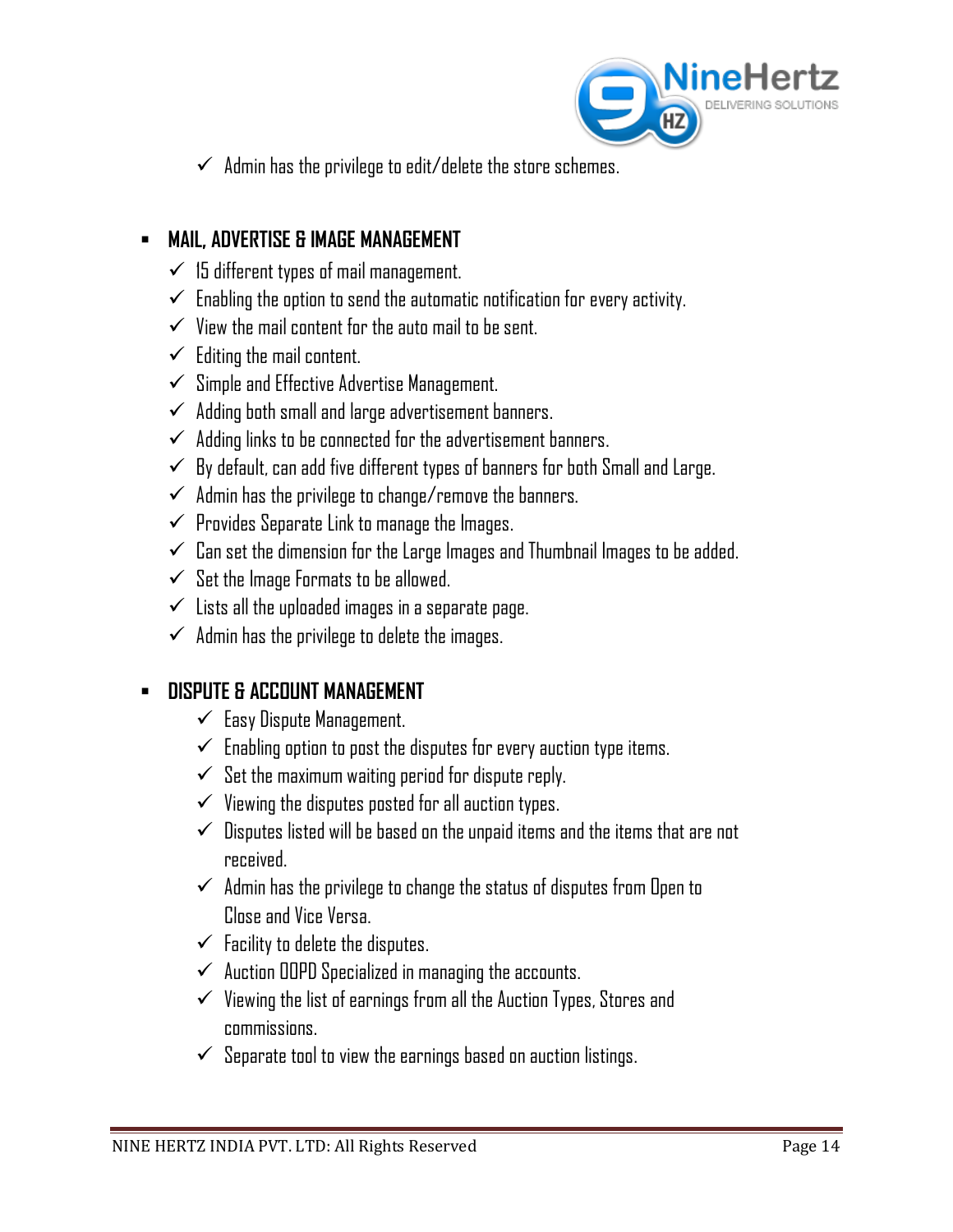- Admin has the privilege to edit/delete the store schemes.

- **MAIL, ADVERTISE & IMAGE MANAGEMENT**
  - 15 different types of mail management.
  - Enabling the option to send the automatic notification for every activity.
  - View the mail content for the auto mail to be sent.
  - Editing the mail content.
  - Simple and Effective Advertise Management.
  - Adding both small and large advertisement banners.
  - Adding links to be connected for the advertisement banners.
  - By default, can add five different types of banners for both Small and Large.
  - Admin has the privilege to change/remove the banners.
  - Provides Separate Link to manage the Images.
  - Can set the dimension for the Large Images and Thumbnail Images to be added.
  - Set the Image Formats to be allowed.
  - Lists all the uploaded images in a separate page.
  - Admin has the privilege to delete the images.

- **DISPUTE & ACCOUNT MANAGEMENT**
  - Easy Dispute Management.
  - Enabling option to post the disputes for every auction type items.
  - Set the maximum waiting period for dispute reply.
  - Viewing the disputes posted for all auction types.
  - Disputes listed will be based on the unpaid items and the items that are not received.
  - Admin has the privilege to change the status of disputes from Open to Close and Vice Versa.
  - Facility to delete the disputes.
  - Auction OOPD Specialized in managing the accounts.
  - Viewing the list of earnings from all the Auction Types, Stores and commissions.
  - Separate tool to view the earnings based on auction listings.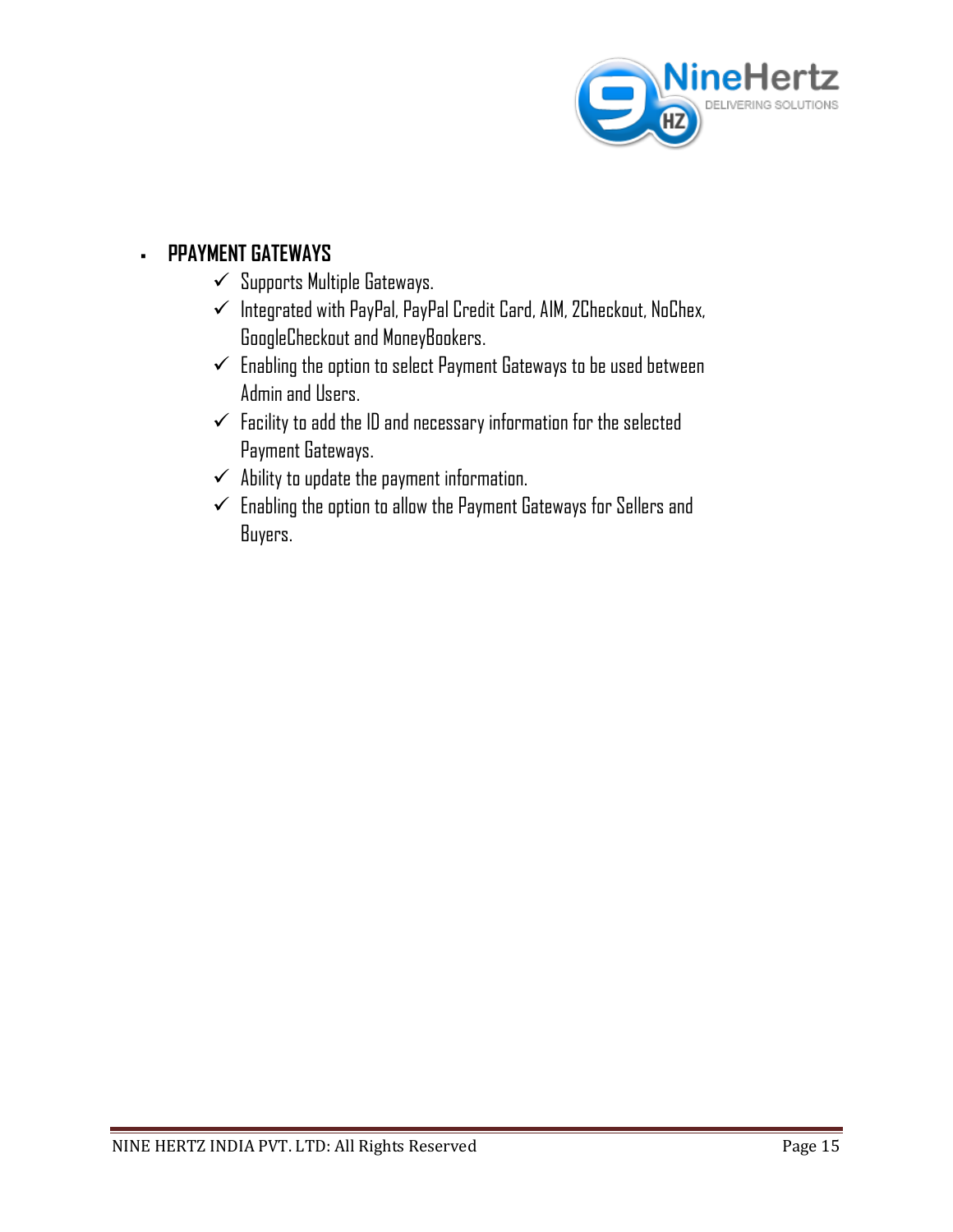- **PPAYMENT GATEWAYS**
  - ✓ Supports Multiple Gateways.
  - ✓ Integrated with PayPal, PayPal Credit Card, AIM, 2Checkout, NoChex, GoogleCheckout and MoneyBookers.
  - ✓ Enabling the option to select Payment Gateways to be used between Admin and Users.
  - ✓ Facility to add the ID and necessary information for the selected Payment Gateways.
  - ✓ Ability to update the payment information.
  - ✓ Enabling the option to allow the Payment Gateways for Sellers and Buyers.